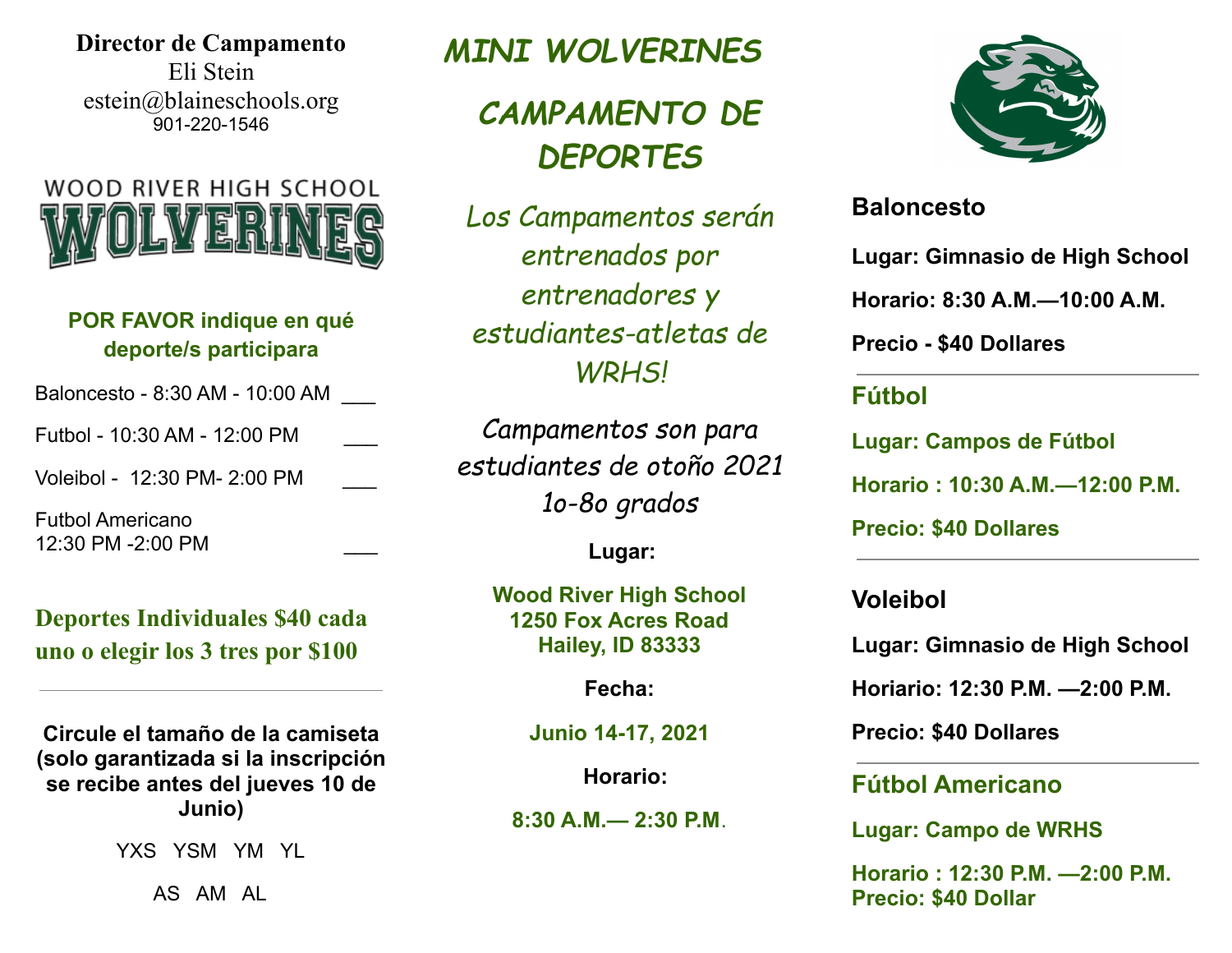**Director de Campamento**
Eli Stein
estein@blaineschools.org
901-220-1546

WOOD RIVER HIGH SCHOOL
**WOLVERINES**

**POR FAVOR indique en qué deporte/s participara**

Baloncesto - 8:30 AM - 10:00 AM ___

Futbol - 10:30 AM - 12:00 PM ___

Voleibol - 12:30 PM- 2:00 PM ___

Futbol Americano
12:30 PM -2:00 PM ___

**Deportes Individuales $40 cada uno o elegir los 3 tres por $100**

---

**Circule el tamaño de la camiseta (solo garantizada si la inscripción se recibe antes del jueves 10 de Junio)**

YXS YSM YM YL

AS AM AL

# *MINI WOLVERINES*

# *CAMPAMENTO DE DEPORTES*

*Los Campamentos serán entrenados por entrenadores y estudiantes-atletas de WRHS!*

*Campamentos son para estudiantes de otoño 2021 1o-8o grados*

**Lugar:**

**Wood River High School**
**1250 Fox Acres Road**
**Hailey, ID 83333**

**Fecha:**

**Junio 14-17, 2021**

**Horario:**

**8:30 A.M.— 2:30 P.M.**

## Baloncesto

**Lugar: Gimnasio de High School**

**Horario: 8:30 A.M.—10:00 A.M.**

**Precio - $40 Dollares**

---

## Fútbol

**Lugar: Campos de Fútbol**

**Horario : 10:30 A.M.—12:00 P.M.**

**Precio: $40 Dollares**

---

## Voleibol

**Lugar: Gimnasio de High School**

**Horiario: 12:30 P.M. —2:00 P.M.**

**Precio: $40 Dollares**

---

## Fútbol Americano

**Lugar: Campo de WRHS**

**Horario : 12:30 P.M. —2:00 P.M.**
**Precio: $40 Dollar**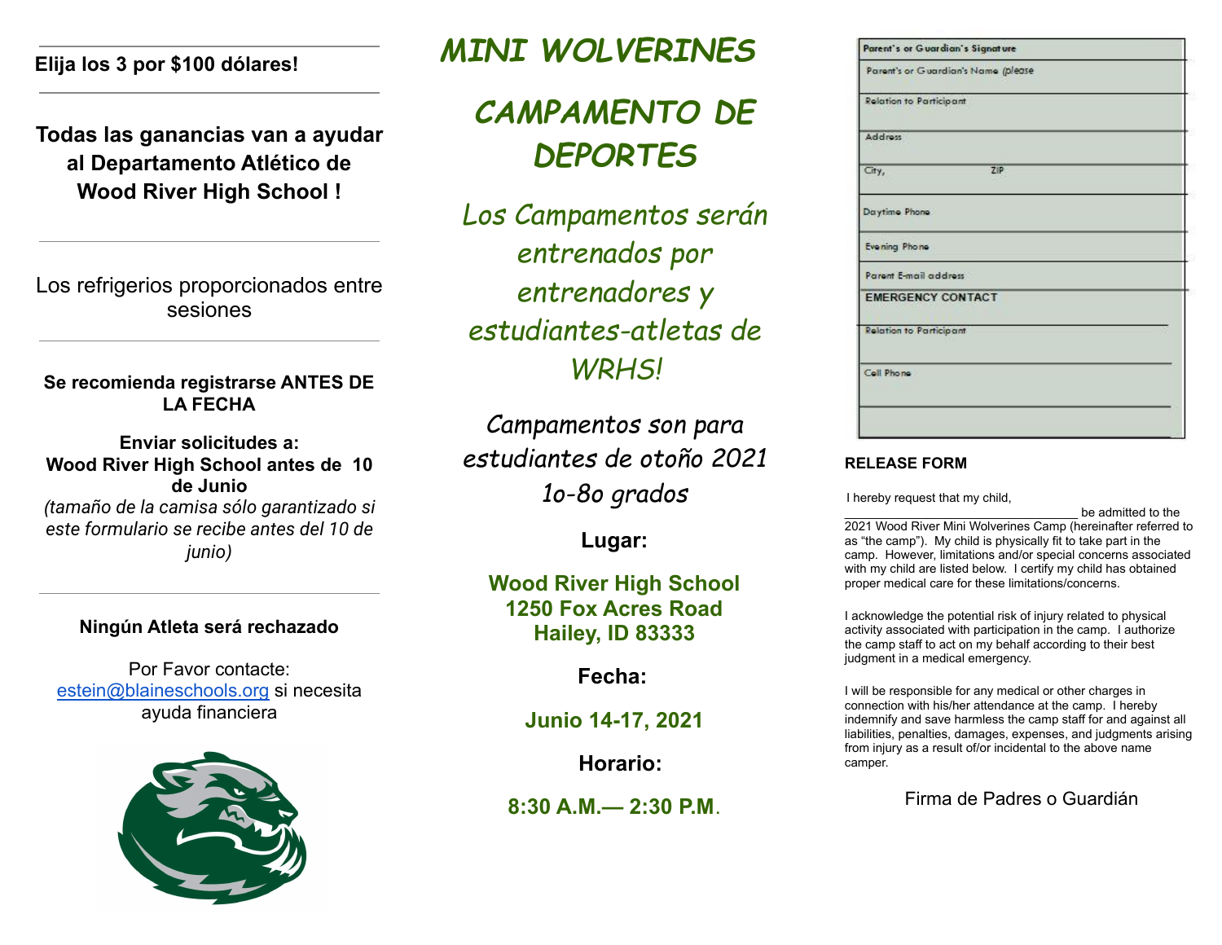**Elija los 3 por $100 dólares!**

**Todas las ganancias van a ayudar al Departamento Atlético de Wood River High School !**

Los refrigerios proporcionados entre sesiones

**Se recomienda registrarse ANTES DE LA FECHA**

**Enviar solicitudes a:**
**Wood River High School antes de 10 de Junio**
*(tamaño de la camisa sólo garantizado si este formulario se recibe antes del 10 de junio)*

**Ningún Atleta será rechazado**

Por Favor contacte:
estein@blaineschools.org si necesita ayuda financiera

# *MINI WOLVERINES*

# *CAMPAMENTO DE DEPORTES*

*Los Campamentos serán entrenados por entrenadores y estudiantes-atletas de WRHS!*

*Campamentos son para estudiantes de otoño 2021 1o-8o grados*

**Lugar:**

**Wood River High School**
**1250 Fox Acres Road**
**Hailey, ID 83333**

**Fecha:**

**Junio 14-17, 2021**

**Horario:**

**8:30 A.M.— 2:30 P.M.**

| Parent's or Guardian's Signature |
| --- |
| Parent's or Guardian's Name (please |
| Relation to Participant |
| Address |
| City, ZIP |
| Daytime Phone |
| Evening Phone |
| Parent E-mail address |
| EMERGENCY CONTACT |
| Relation to Participant |
| Cell Phone |
| |

**RELEASE FORM**

I hereby request that my child, ________________________________ be admitted to the 2021 Wood River Mini Wolverines Camp (hereinafter referred to as "the camp"). My child is physically fit to take part in the camp. However, limitations and/or special concerns associated with my child are listed below. I certify my child has obtained proper medical care for these limitations/concerns.

I acknowledge the potential risk of injury related to physical activity associated with participation in the camp. I authorize the camp staff to act on my behalf according to their best judgment in a medical emergency.

I will be responsible for any medical or other charges in connection with his/her attendance at the camp. I hereby indemnify and save harmless the camp staff for and against all liabilities, penalties, damages, expenses, and judgments arising from injury as a result of/or incidental to the above name camper.

Firma de Padres o Guardián